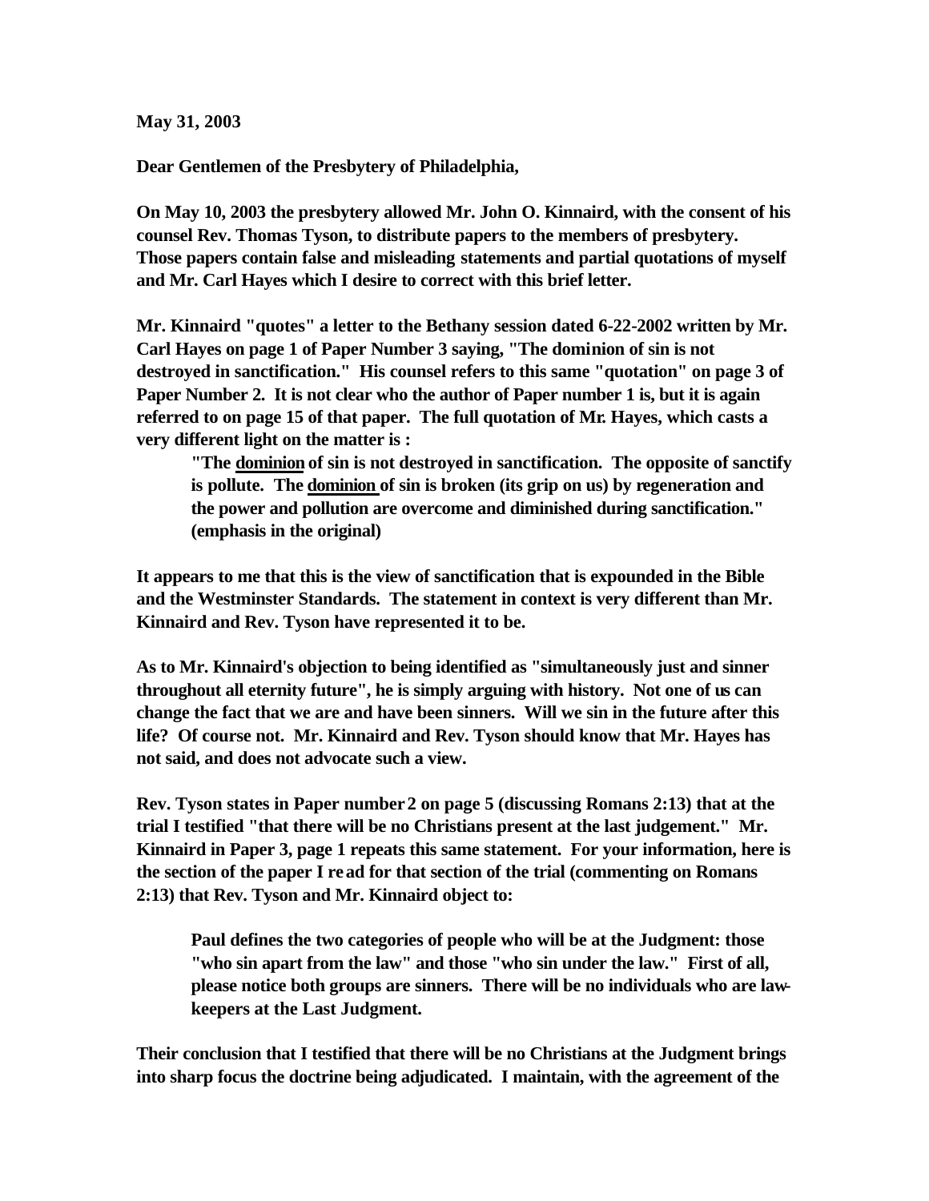**May 31, 2003**

**Dear Gentlemen of the Presbytery of Philadelphia,**

**On May 10, 2003 the presbytery allowed Mr. John O. Kinnaird, with the consent of his counsel Rev. Thomas Tyson, to distribute papers to the members of presbytery. Those papers contain false and misleading statements and partial quotations of myself and Mr. Carl Hayes which I desire to correct with this brief letter.**

**Mr. Kinnaird "quotes" a letter to the Bethany session dated 6-22-2002 written by Mr. Carl Hayes on page 1 of Paper Number 3 saying, "The dominion of sin is not destroyed in sanctification." His counsel refers to this same "quotation" on page 3 of Paper Number 2. It is not clear who the author of Paper number 1 is, but it is again referred to on page 15 of that paper. The full quotation of Mr. Hayes, which casts a very different light on the matter is :**

> **"The <u>dominion</u> of sin is not destroyed in sanctification. The opposite of sanctify is pollute. The <u>dominion</u> of sin is broken (its grip on us) by regeneration and the power and pollution are overcome and diminished during sanctification." (emphasis in the original)**

**It appears to me that this is the view of sanctification that is expounded in the Bible and the Westminster Standards. The statement in context is very different than Mr. Kinnaird and Rev. Tyson have represented it to be.**

**As to Mr. Kinnaird's objection to being identified as "simultaneously just and sinner throughout all eternity future", he is simply arguing with history. Not one of us can change the fact that we are and have been sinners. Will we sin in the future after this life? Of course not. Mr. Kinnaird and Rev. Tyson should know that Mr. Hayes has not said, and does not advocate such a view.**

**Rev. Tyson states in Paper number 2 on page 5 (discussing Romans 2:13) that at the trial I testified "that there will be no Christians present at the last judgement." Mr. Kinnaird in Paper 3, page 1 repeats this same statement. For your information, here is the section of the paper I read for that section of the trial (commenting on Romans 2:13) that Rev. Tyson and Mr. Kinnaird object to:**

> **Paul defines the two categories of people who will be at the Judgment: those "who sin apart from the law" and those "who sin under the law." First of all, please notice both groups are sinners. There will be no individuals who are law-keepers at the Last Judgment.**

**Their conclusion that I testified that there will be no Christians at the Judgment brings into sharp focus the doctrine being adjudicated. I maintain, with the agreement of the**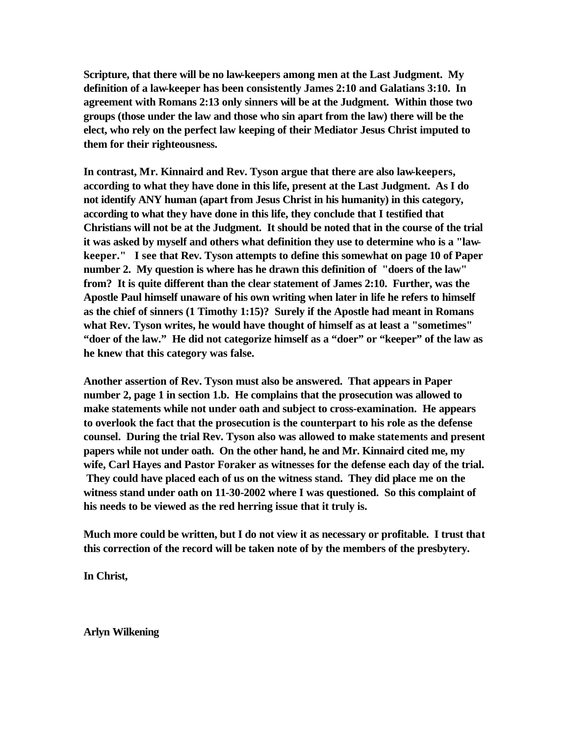**Scripture, that there will be no law-keepers among men at the Last Judgment. My definition of a law-keeper has been consistently James 2:10 and Galatians 3:10. In agreement with Romans 2:13 only sinners will be at the Judgment. Within those two groups (those under the law and those who sin apart from the law) there will be the elect, who rely on the perfect law keeping of their Mediator Jesus Christ imputed to them for their righteousness.**

**In contrast, Mr. Kinnaird and Rev. Tyson argue that there are also law-keepers, according to what they have done in this life, present at the Last Judgment. As I do not identify ANY human (apart from Jesus Christ in his humanity) in this category, according to what they have done in this life, they conclude that I testified that Christians will not be at the Judgment. It should be noted that in the course of the trial it was asked by myself and others what definition they use to determine who is a "law-keeper." I see that Rev. Tyson attempts to define this somewhat on page 10 of Paper number 2. My question is where has he drawn this definition of "doers of the law" from? It is quite different than the clear statement of James 2:10. Further, was the Apostle Paul himself unaware of his own writing when later in life he refers to himself as the chief of sinners (1 Timothy 1:15)? Surely if the Apostle had meant in Romans what Rev. Tyson writes, he would have thought of himself as at least a "sometimes" "doer of the law." He did not categorize himself as a "doer" or "keeper" of the law as he knew that this category was false.**

**Another assertion of Rev. Tyson must also be answered. That appears in Paper number 2, page 1 in section 1.b. He complains that the prosecution was allowed to make statements while not under oath and subject to cross-examination. He appears to overlook the fact that the prosecution is the counterpart to his role as the defense counsel. During the trial Rev. Tyson also was allowed to make statements and present papers while not under oath. On the other hand, he and Mr. Kinnaird cited me, my wife, Carl Hayes and Pastor Foraker as witnesses for the defense each day of the trial. They could have placed each of us on the witness stand. They did place me on the witness stand under oath on 11-30-2002 where I was questioned. So this complaint of his needs to be viewed as the red herring issue that it truly is.**

**Much more could be written, but I do not view it as necessary or profitable. I trust that this correction of the record will be taken note of by the members of the presbytery.**

**In Christ,**

**Arlyn Wilkening**